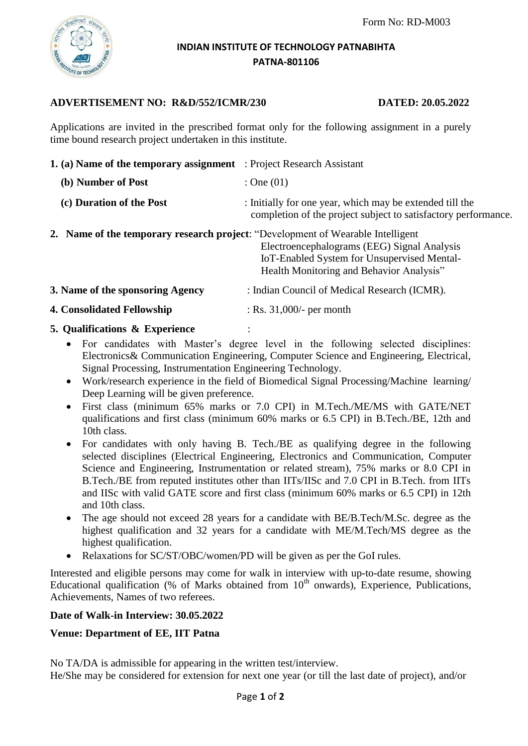Form No: RD-M003

**INDIAN INSTITUTE OF TECHNOLOGY PATNABIHTA**
**PATNA-801106**

**ADVERTISEMENT NO: R&D/552/ICMR/230** **DATED: 20.05.2022**

Applications are invited in the prescribed format only for the following assignment in a purely time bound research project undertaken in this institute.

**1. (a) Name of the temporary assignment** : Project Research Assistant

**(b) Number of Post** : One (01)

**(c) Duration of the Post** : Initially for one year, which may be extended till the completion of the project subject to satisfactory performance.

**2. Name of the temporary research project**: "Development of Wearable Intelligent Electroencephalograms (EEG) Signal Analysis IoT-Enabled System for Unsupervised Mental-Health Monitoring and Behavior Analysis"

**3. Name of the sponsoring Agency** : Indian Council of Medical Research (ICMR).

**4. Consolidated Fellowship** : Rs. 31,000/- per month

**5. Qualifications & Experience** :

- For candidates with Master's degree level in the following selected disciplines: Electronics& Communication Engineering, Computer Science and Engineering, Electrical, Signal Processing, Instrumentation Engineering Technology.
- Work/research experience in the field of Biomedical Signal Processing/Machine learning/ Deep Learning will be given preference.
- First class (minimum 65% marks or 7.0 CPI) in M.Tech./ME/MS with GATE/NET qualifications and first class (minimum 60% marks or 6.5 CPI) in B.Tech./BE, 12th and 10th class.
- For candidates with only having B. Tech./BE as qualifying degree in the following selected disciplines (Electrical Engineering, Electronics and Communication, Computer Science and Engineering, Instrumentation or related stream), 75% marks or 8.0 CPI in B.Tech./BE from reputed institutes other than IITs/IISc and 7.0 CPI in B.Tech. from IITs and IISc with valid GATE score and first class (minimum 60% marks or 6.5 CPI) in 12th and 10th class.
- The age should not exceed 28 years for a candidate with BE/B.Tech/M.Sc. degree as the highest qualification and 32 years for a candidate with ME/M.Tech/MS degree as the highest qualification.
- Relaxations for SC/ST/OBC/women/PD will be given as per the GoI rules.

Interested and eligible persons may come for walk in interview with up-to-date resume, showing Educational qualification (% of Marks obtained from 10th onwards), Experience, Publications, Achievements, Names of two referees.

**Date of Walk-in Interview: 30.05.2022**

**Venue: Department of EE, IIT Patna**

No TA/DA is admissible for appearing in the written test/interview.
He/She may be considered for extension for next one year (or till the last date of project), and/or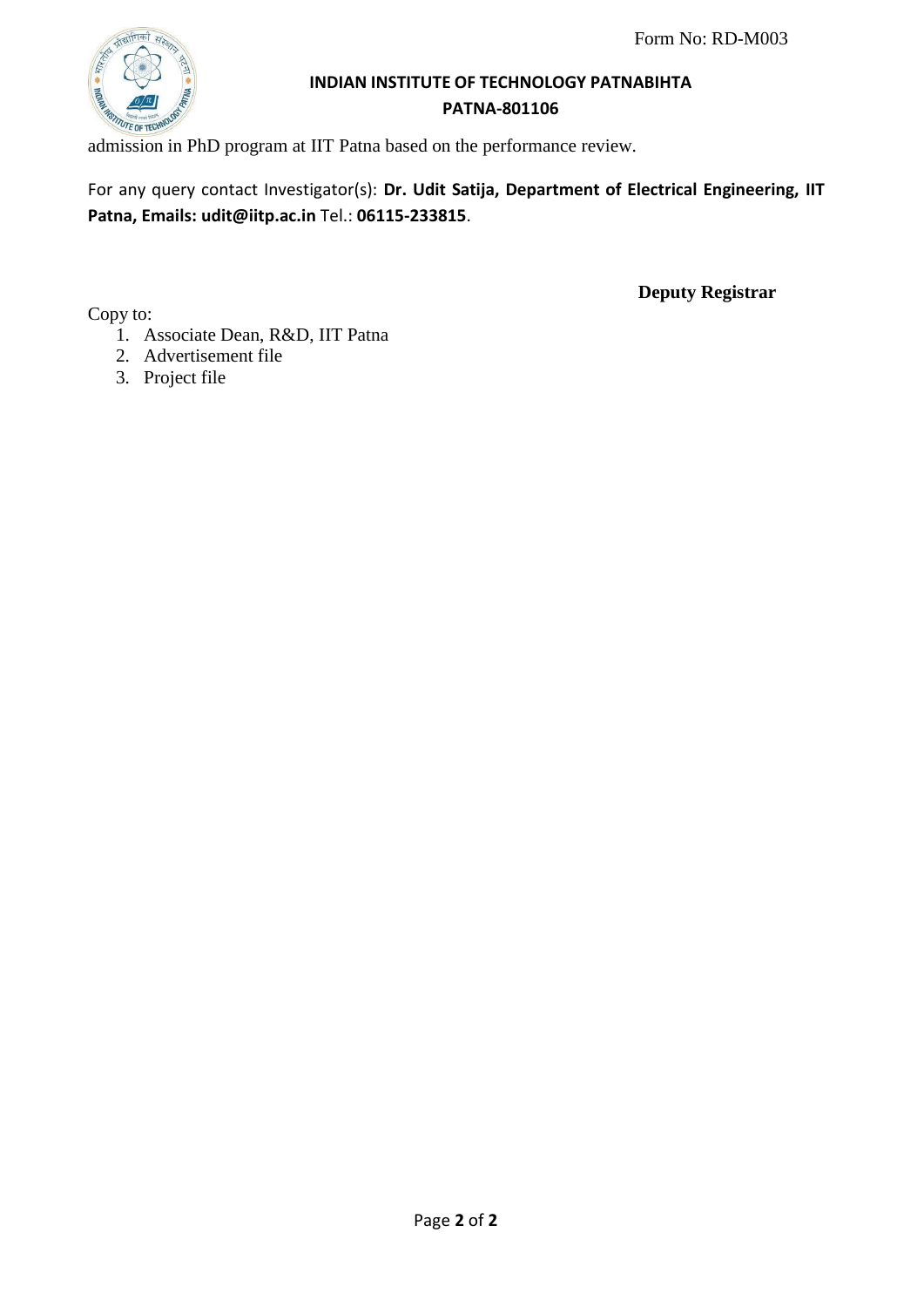admission in PhD program at IIT Patna based on the performance review.

For any query contact Investigator(s): **Dr. Udit Satija, Department of Electrical Engineering, IIT Patna, Emails: udit@iitp.ac.in** Tel.: **06115-233815**.

**Deputy Registrar**

Copy to:

1. Associate Dean, R&D, IIT Patna
2. Advertisement file
3. Project file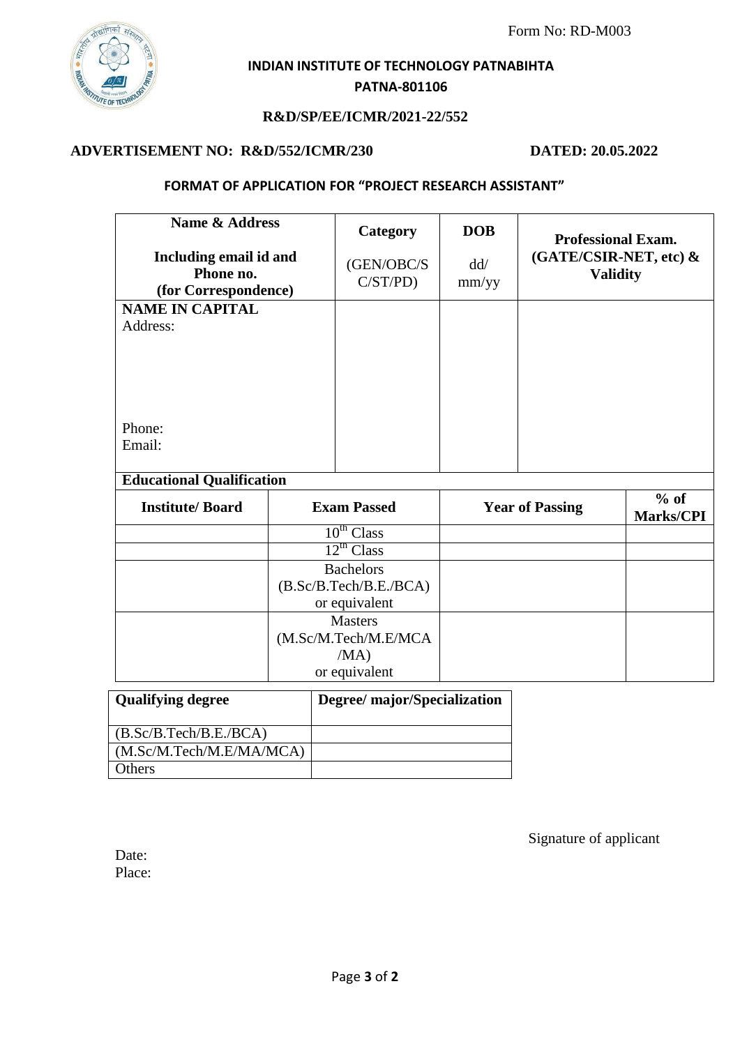Form No: RD-M003

**INDIAN INSTITUTE OF TECHNOLOGY PATNABIHTA**
**PATNA-801106**

**R&D/SP/EE/ICMR/2021-22/552**

**ADVERTISEMENT NO: R&D/552/ICMR/230** **DATED: 20.05.2022**

## FORMAT OF APPLICATION FOR "PROJECT RESEARCH ASSISTANT"

| **Name & Address**<br><br>**Including email id and Phone no.**<br>**(for Correspondence)** | **Category**<br><br>(GEN/OBC/SC/ST/PD) | **DOB**<br><br>dd/mm/yy | **Professional Exam. (GATE/CSIR-NET, etc) & Validity** |
|---|---|---|---|
| **NAME IN CAPITAL**<br>Address:<br><br><br><br>Phone:<br>Email: | | | |

**Educational Qualification**

| **Institute/ Board** | **Exam Passed** | **Year of Passing** | **% of Marks/CPI** |
|---|---|---|---|
| | $10^{th}$ Class | | |
| | $12^{th}$ Class | | |
| | Bachelors (B.Sc/B.Tech/B.E./BCA) or equivalent | | |
| | Masters (M.Sc/M.Tech/M.E/MCA /MA) or equivalent | | |

| **Qualifying degree** | **Degree/ major/Specialization** |
|---|---|
| (B.Sc/B.Tech/B.E./BCA) | |
| (M.Sc/M.Tech/M.E/MA/MCA) | |
| Others | |

Signature of applicant

Date:
Place: